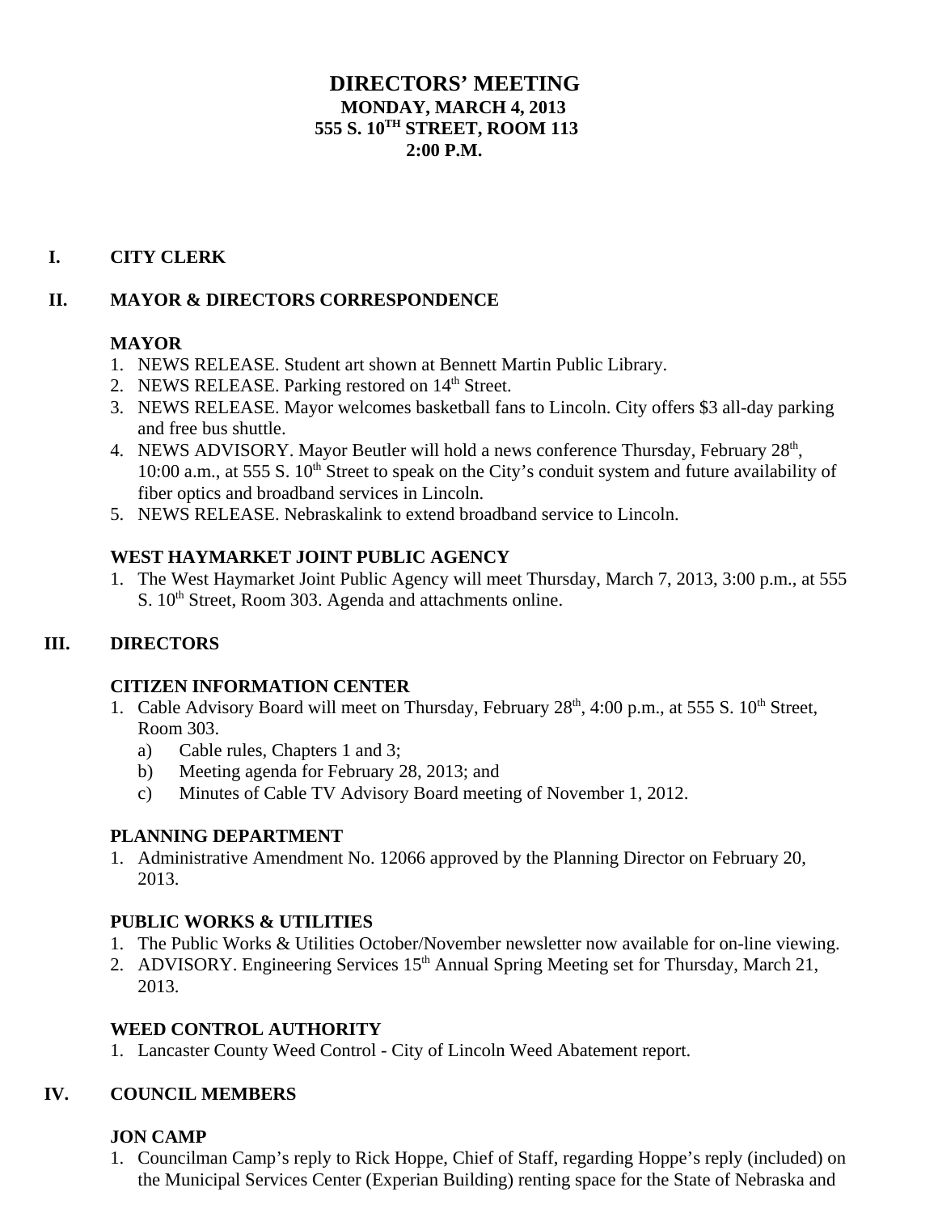# DIRECTORS' MEETING

**MONDAY, MARCH 4, 2013**
**555 S. 10TH STREET, ROOM 113**
**2:00 P.M.**

## I. CITY CLERK

## II. MAYOR & DIRECTORS CORRESPONDENCE

### MAYOR

1. NEWS RELEASE. Student art shown at Bennett Martin Public Library.
2. NEWS RELEASE. Parking restored on 14th Street.
3. NEWS RELEASE. Mayor welcomes basketball fans to Lincoln. City offers $3 all-day parking and free bus shuttle.
4. NEWS ADVISORY. Mayor Beutler will hold a news conference Thursday, February 28th, 10:00 a.m., at 555 S. 10th Street to speak on the City's conduit system and future availability of fiber optics and broadband services in Lincoln.
5. NEWS RELEASE. Nebraskalink to extend broadband service to Lincoln.

### WEST HAYMARKET JOINT PUBLIC AGENCY

1. The West Haymarket Joint Public Agency will meet Thursday, March 7, 2013, 3:00 p.m., at 555 S. 10th Street, Room 303. Agenda and attachments online.

## III. DIRECTORS

### CITIZEN INFORMATION CENTER

1. Cable Advisory Board will meet on Thursday, February 28th, 4:00 p.m., at 555 S. 10th Street, Room 303.
   a) Cable rules, Chapters 1 and 3;
   b) Meeting agenda for February 28, 2013; and
   c) Minutes of Cable TV Advisory Board meeting of November 1, 2012.

### PLANNING DEPARTMENT

1. Administrative Amendment No. 12066 approved by the Planning Director on February 20, 2013.

### PUBLIC WORKS & UTILITIES

1. The Public Works & Utilities October/November newsletter now available for on-line viewing.
2. ADVISORY. Engineering Services 15th Annual Spring Meeting set for Thursday, March 21, 2013.

### WEED CONTROL AUTHORITY

1. Lancaster County Weed Control - City of Lincoln Weed Abatement report.

## IV. COUNCIL MEMBERS

### JON CAMP

1. Councilman Camp's reply to Rick Hoppe, Chief of Staff, regarding Hoppe's reply (included) on the Municipal Services Center (Experian Building) renting space for the State of Nebraska and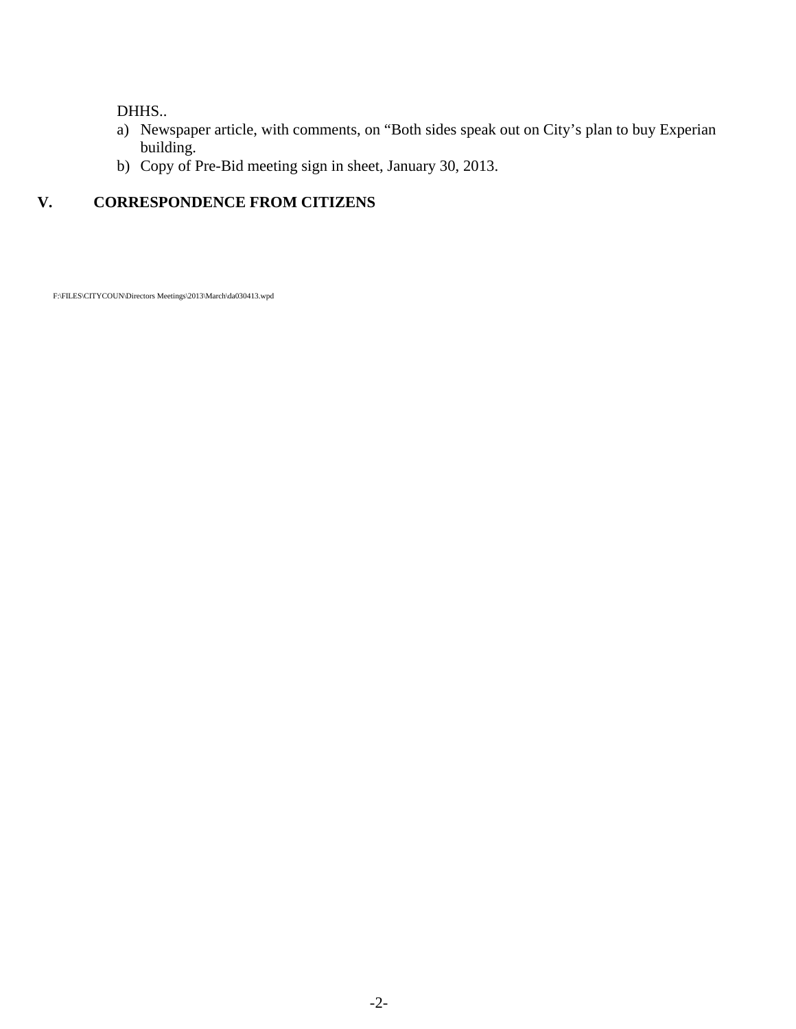DHHS..

a) Newspaper article, with comments, on "Both sides speak out on City's plan to buy Experian building.
b) Copy of Pre-Bid meeting sign in sheet, January 30, 2013.

## V. CORRESPONDENCE FROM CITIZENS

F:\FILES\CITYCOUN\Directors Meetings\2013\March\da030413.wpd